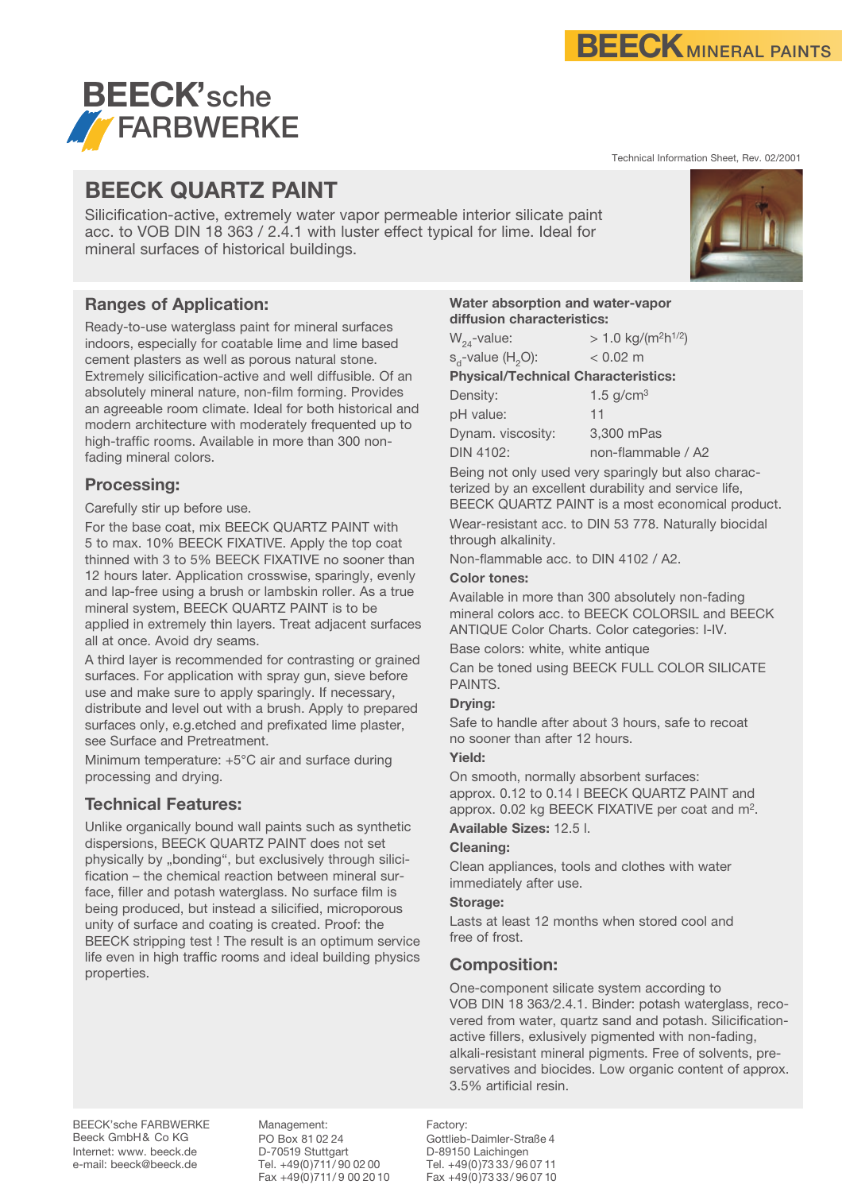BEECK MINERAL PAINTS

BEECK'sche FARBWERKE

Technical Information Sheet, Rev. 02/2001

# BEECK QUARTZ PAINT

Silicification-active, extremely water vapor permeable interior silicate paint acc. to VOB DIN 18 363 / 2.4.1 with luster effect typical for lime. Ideal for mineral surfaces of historical buildings.

## Ranges of Application:

Ready-to-use waterglass paint for mineral surfaces indoors, especially for coatable lime and lime based cement plasters as well as porous natural stone. Extremely silicification-active and well diffusible. Of an absolutely mineral nature, non-film forming. Provides an agreeable room climate. Ideal for both historical and modern architecture with moderately frequented up to high-traffic rooms. Available in more than 300 non-fading mineral colors.

## Processing:

Carefully stir up before use.

For the base coat, mix BEECK QUARTZ PAINT with 5 to max. 10% BEECK FIXATIVE. Apply the top coat thinned with 3 to 5% BEECK FIXATIVE no sooner than 12 hours later. Application crosswise, sparingly, evenly and lap-free using a brush or lambskin roller. As a true mineral system, BEECK QUARTZ PAINT is to be applied in extremely thin layers. Treat adjacent surfaces all at once. Avoid dry seams.

A third layer is recommended for contrasting or grained surfaces. For application with spray gun, sieve before use and make sure to apply sparingly. If necessary, distribute and level out with a brush. Apply to prepared surfaces only, e.g.etched and prefixated lime plaster, see Surface and Pretreatment.

Minimum temperature: +5°C air and surface during processing and drying.

## Technical Features:

Unlike organically bound wall paints such as synthetic dispersions, BEECK QUARTZ PAINT does not set physically by „bonding“, but exclusively through silicification – the chemical reaction between mineral surface, filler and potash waterglass. No surface film is being produced, but instead a silicified, microporous unity of surface and coating is created. Proof: the BEECK stripping test ! The result is an optimum service life even in high traffic rooms and ideal building physics properties.

**Water absorption and water-vapor diffusion characteristics:**

| | |
|---|---|
| $W_{24}$-value: | > 1.0 kg/(m$^2$h$^{1/2}$) |
| $s_d$-value ($H_2O$): | < 0.02 m |

**Physical/Technical Characteristics:**

| | |
|---|---|
| Density: | 1.5 g/cm$^3$ |
| pH value: | 11 |
| Dynam. viscosity: | 3,300 mPas |
| DIN 4102: | non-flammable / A2 |

Being not only used very sparingly but also characterized by an excellent durability and service life, BEECK QUARTZ PAINT is a most economical product.

Wear-resistant acc. to DIN 53 778. Naturally biocidal through alkalinity.

Non-flammable acc. to DIN 4102 / A2.

**Color tones:**

Available in more than 300 absolutely non-fading mineral colors acc. to BEECK COLORSIL and BEECK ANTIQUE Color Charts. Color categories: I-IV.

Base colors: white, white antique

Can be toned using BEECK FULL COLOR SILICATE PAINTS.

**Drying:**

Safe to handle after about 3 hours, safe to recoat no sooner than after 12 hours.

**Yield:**

On smooth, normally absorbent surfaces: approx. 0.12 to 0.14 l BEECK QUARTZ PAINT and approx. 0.02 kg BEECK FIXATIVE per coat and m$^2$.

**Available Sizes:** 12.5 l.

**Cleaning:**

Clean appliances, tools and clothes with water immediately after use.

**Storage:**

Lasts at least 12 months when stored cool and free of frost.

## Composition:

One-component silicate system according to VOB DIN 18 363/2.4.1. Binder: potash waterglass, recovered from water, quartz sand and potash. Silicification-active fillers, exlusively pigmented with non-fading, alkali-resistant mineral pigments. Free of solvents, preservatives and biocides. Low organic content of approx. 3.5% artificial resin.

BEECK'sche FARBWERKE
Beeck GmbH& Co KG
Internet: www. beeck.de
e-mail: beeck@beeck.de

Management:
PO Box 81 02 24
D-70519 Stuttgart
Tel. +49(0)711/ 90 02 00
Fax +49(0)711/ 9 00 20 10

Factory:
Gottlieb-Daimler-Straße 4
D-89150 Laichingen
Tel. +49(0)73 33/ 96 07 11
Fax +49(0)73 33/ 96 07 10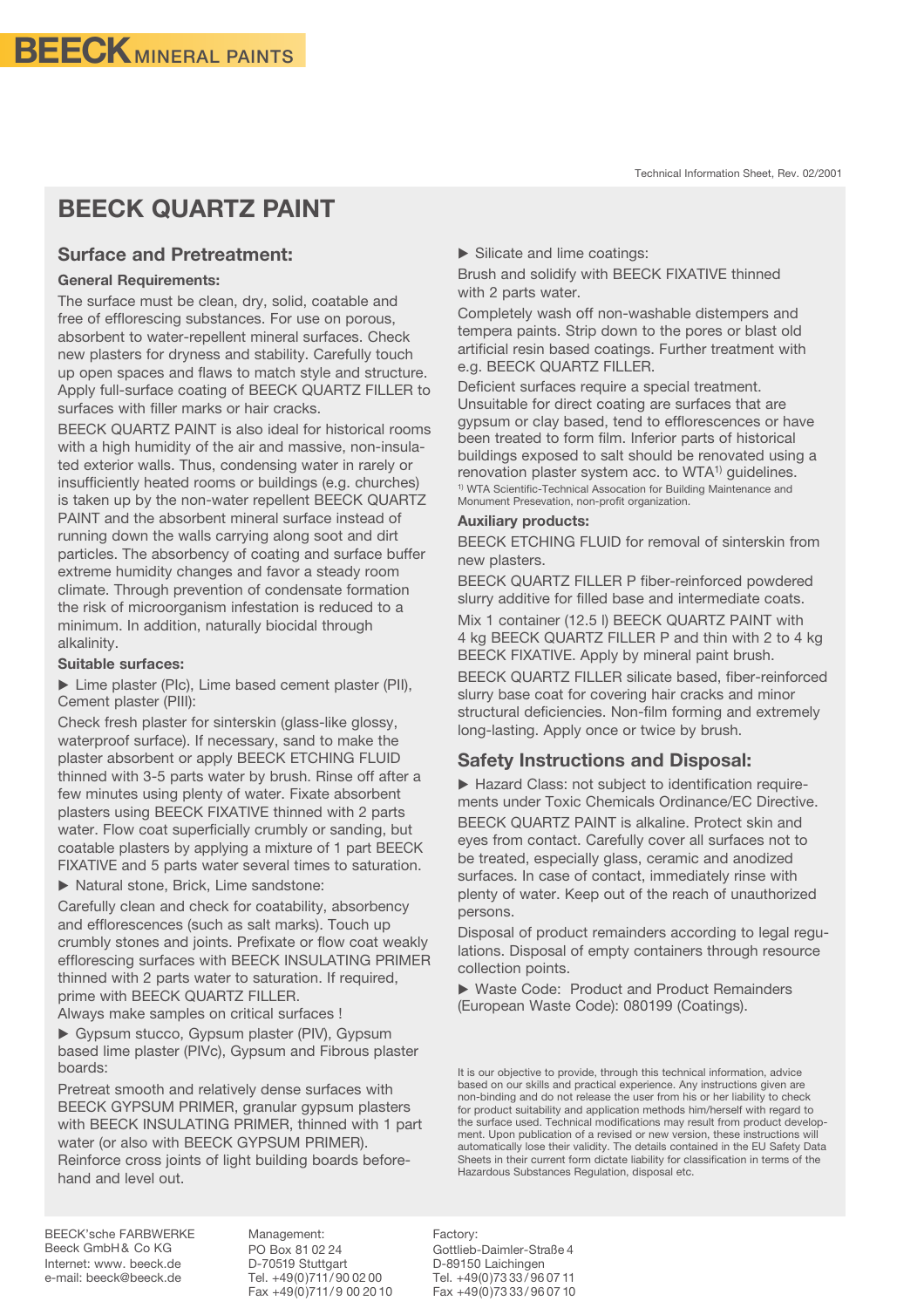Technical Information Sheet, Rev. 02/2001

# BEECK QUARTZ PAINT

## Surface and Pretreatment:

### General Requirements:

The surface must be clean, dry, solid, coatable and free of efflorescing substances. For use on porous, absorbent to water-repellent mineral surfaces. Check new plasters for dryness and stability. Carefully touch up open spaces and flaws to match style and structure. Apply full-surface coating of BEECK QUARTZ FILLER to surfaces with filler marks or hair cracks.

BEECK QUARTZ PAINT is also ideal for historical rooms with a high humidity of the air and massive, non-insulated exterior walls. Thus, condensing water in rarely or insufficiently heated rooms or buildings (e.g. churches) is taken up by the non-water repellent BEECK QUARTZ PAINT and the absorbent mineral surface instead of running down the walls carrying along soot and dirt particles. The absorbency of coating and surface buffer extreme humidity changes and favor a steady room climate. Through prevention of condensate formation the risk of microorganism infestation is reduced to a minimum. In addition, naturally biocidal through alkalinity.

### Suitable surfaces:

▶ Lime plaster (PIc), Lime based cement plaster (PII), Cement plaster (PIII):

Check fresh plaster for sinterskin (glass-like glossy, waterproof surface). If necessary, sand to make the plaster absorbent or apply BEECK ETCHING FLUID thinned with 3-5 parts water by brush. Rinse off after a few minutes using plenty of water. Fixate absorbent plasters using BEECK FIXATIVE thinned with 2 parts water. Flow coat superficially crumbly or sanding, but coatable plasters by applying a mixture of 1 part BEECK FIXATIVE and 5 parts water several times to saturation.

▶ Natural stone, Brick, Lime sandstone:

Carefully clean and check for coatability, absorbency and efflorescences (such as salt marks). Touch up crumbly stones and joints. Prefixate or flow coat weakly efflorescing surfaces with BEECK INSULATING PRIMER thinned with 2 parts water to saturation. If required, prime with BEECK QUARTZ FILLER.
Always make samples on critical surfaces !

▶ Gypsum stucco, Gypsum plaster (PIV), Gypsum based lime plaster (PIVc), Gypsum and Fibrous plaster boards:

Pretreat smooth and relatively dense surfaces with BEECK GYPSUM PRIMER, granular gypsum plasters with BEECK INSULATING PRIMER, thinned with 1 part water (or also with BEECK GYPSUM PRIMER). Reinforce cross joints of light building boards beforehand and level out.

▶ Silicate and lime coatings:

Brush and solidify with BEECK FIXATIVE thinned with 2 parts water.

Completely wash off non-washable distempers and tempera paints. Strip down to the pores or blast old artificial resin based coatings. Further treatment with e.g. BEECK QUARTZ FILLER.

Deficient surfaces require a special treatment. Unsuitable for direct coating are surfaces that are gypsum or clay based, tend to efflorescences or have been treated to form film. Inferior parts of historical buildings exposed to salt should be renovated using a renovation plaster system acc. to WTA[1] guidelines.

[1] WTA Scientific-Technical Assocation for Building Maintenance and Monument Presevation, non-profit organization.

### Auxiliary products:

BEECK ETCHING FLUID for removal of sinterskin from new plasters.

BEECK QUARTZ FILLER P fiber-reinforced powdered slurry additive for filled base and intermediate coats.

Mix 1 container (12.5 l) BEECK QUARTZ PAINT with 4 kg BEECK QUARTZ FILLER P and thin with 2 to 4 kg BEECK FIXATIVE. Apply by mineral paint brush.

BEECK QUARTZ FILLER silicate based, fiber-reinforced slurry base coat for covering hair cracks and minor structural deficiencies. Non-film forming and extremely long-lasting. Apply once or twice by brush.

## Safety Instructions and Disposal:

▶ Hazard Class: not subject to identification requirements under Toxic Chemicals Ordinance/EC Directive.

BEECK QUARTZ PAINT is alkaline. Protect skin and eyes from contact. Carefully cover all surfaces not to be treated, especially glass, ceramic and anodized surfaces. In case of contact, immediately rinse with plenty of water. Keep out of the reach of unauthorized persons.

Disposal of product remainders according to legal regulations. Disposal of empty containers through resource collection points.

▶ Waste Code: Product and Product Remainders (European Waste Code): 080199 (Coatings).

It is our objective to provide, through this technical information, advice based on our skills and practical experience. Any instructions given are non-binding and do not release the user from his or her liability to check for product suitability and application methods him/herself with regard to the surface used. Technical modifications may result from product development. Upon publication of a revised or new version, these instructions will automatically lose their validity. The details contained in the EU Safety Data Sheets in their current form dictate liability for classification in terms of the Hazardous Substances Regulation, disposal etc.

BEECK'sche FARBWERKE
Beeck GmbH & Co KG
Internet: www. beeck.de
e-mail: beeck@beeck.de

Management:
PO Box 81 02 24
D-70519 Stuttgart
Tel. +49(0)711/90 02 00
Fax +49(0)711/9 00 20 10

Factory:
Gottlieb-Daimler-Straße 4
D-89150 Laichingen
Tel. +49(0)73 33/96 07 11
Fax +49(0)73 33/96 07 10